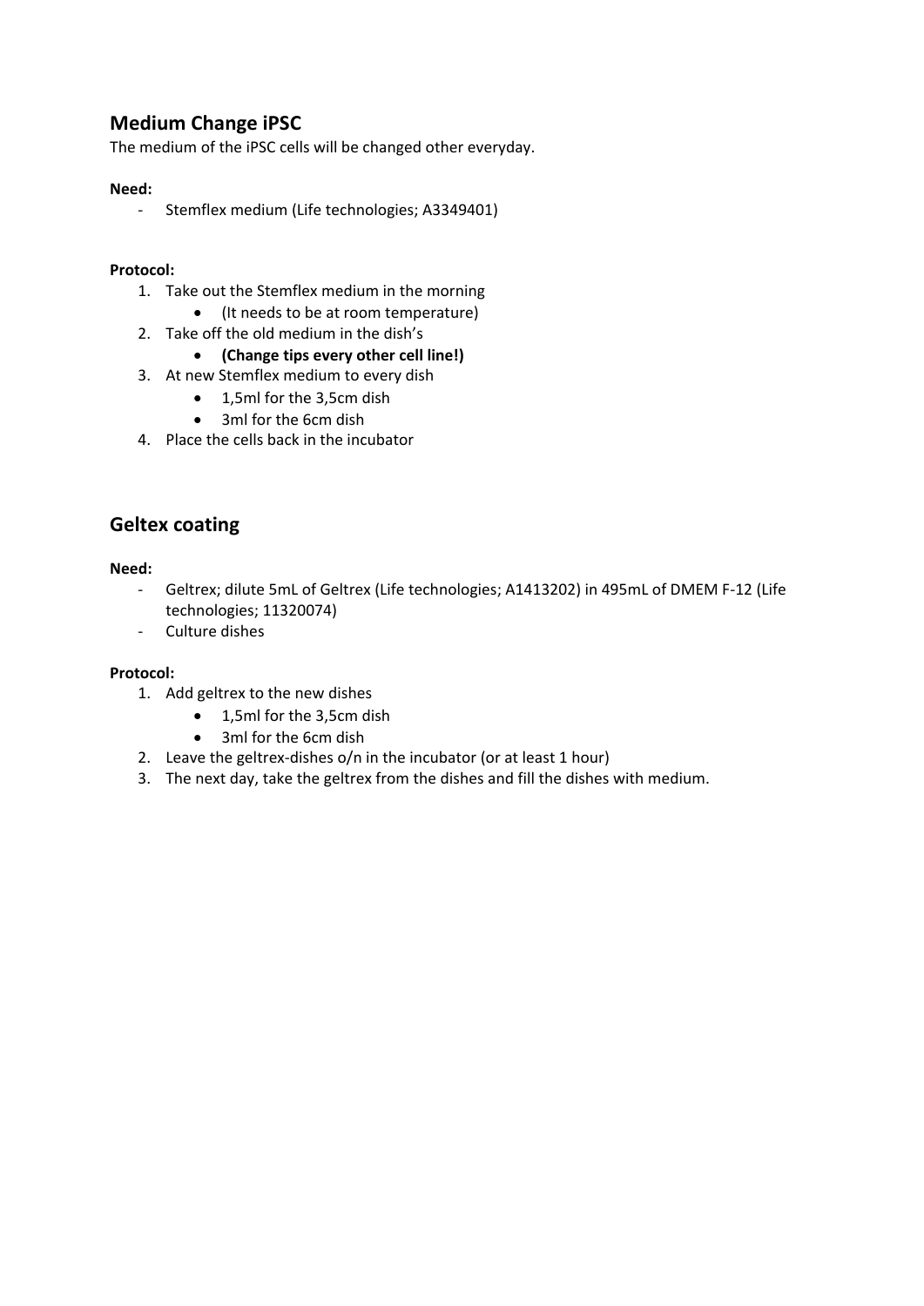## Medium Change iPSC

The medium of the iPSC cells will be changed other everyday.

**Need:**

- Stemflex medium (Life technologies; A3349401)

**Protocol:**

1. Take out the Stemflex medium in the morning
   - (It needs to be at room temperature)
2. Take off the old medium in the dish's
   - **(Change tips every other cell line!)**
3. At new Stemflex medium to every dish
   - 1,5ml for the 3,5cm dish
   - 3ml for the 6cm dish
4. Place the cells back in the incubator

## Geltex coating

**Need:**

- Geltrex; dilute 5mL of Geltrex (Life technologies; A1413202) in 495mL of DMEM F-12 (Life technologies; 11320074)
- Culture dishes

**Protocol:**

1. Add geltrex to the new dishes
   - 1,5ml for the 3,5cm dish
   - 3ml for the 6cm dish
2. Leave the geltrex-dishes o/n in the incubator (or at least 1 hour)
3. The next day, take the geltrex from the dishes and fill the dishes with medium.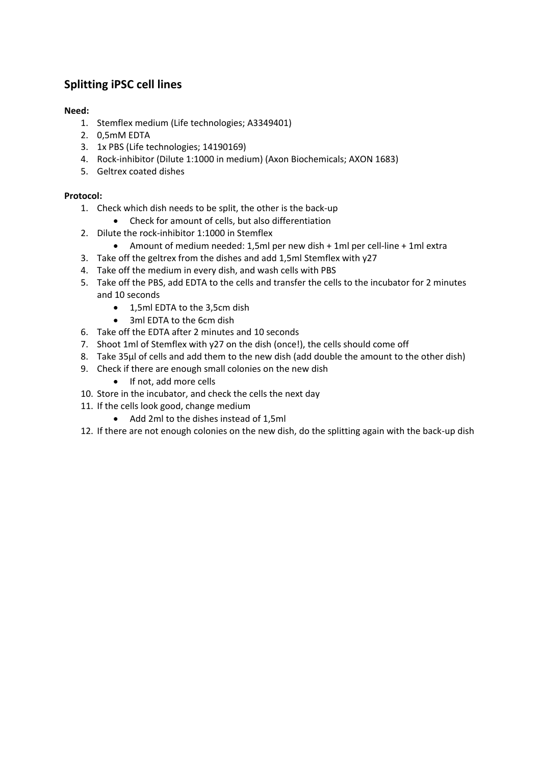## Splitting iPSC cell lines

**Need:**

1. Stemflex medium (Life technologies; A3349401)
2. 0,5mM EDTA
3. 1x PBS (Life technologies; 14190169)
4. Rock-inhibitor (Dilute 1:1000 in medium) (Axon Biochemicals; AXON 1683)
5. Geltrex coated dishes

**Protocol:**

1. Check which dish needs to be split, the other is the back-up
   - Check for amount of cells, but also differentiation
2. Dilute the rock-inhibitor 1:1000 in Stemflex
   - Amount of medium needed: 1,5ml per new dish + 1ml per cell-line + 1ml extra
3. Take off the geltrex from the dishes and add 1,5ml Stemflex with y27
4. Take off the medium in every dish, and wash cells with PBS
5. Take off the PBS, add EDTA to the cells and transfer the cells to the incubator for 2 minutes and 10 seconds
   - 1,5ml EDTA to the 3,5cm dish
   - 3ml EDTA to the 6cm dish
6. Take off the EDTA after 2 minutes and 10 seconds
7. Shoot 1ml of Stemflex with y27 on the dish (once!), the cells should come off
8. Take 35µl of cells and add them to the new dish (add double the amount to the other dish)
9. Check if there are enough small colonies on the new dish
   - If not, add more cells
10. Store in the incubator, and check the cells the next day
11. If the cells look good, change medium
    - Add 2ml to the dishes instead of 1,5ml
12. If there are not enough colonies on the new dish, do the splitting again with the back-up dish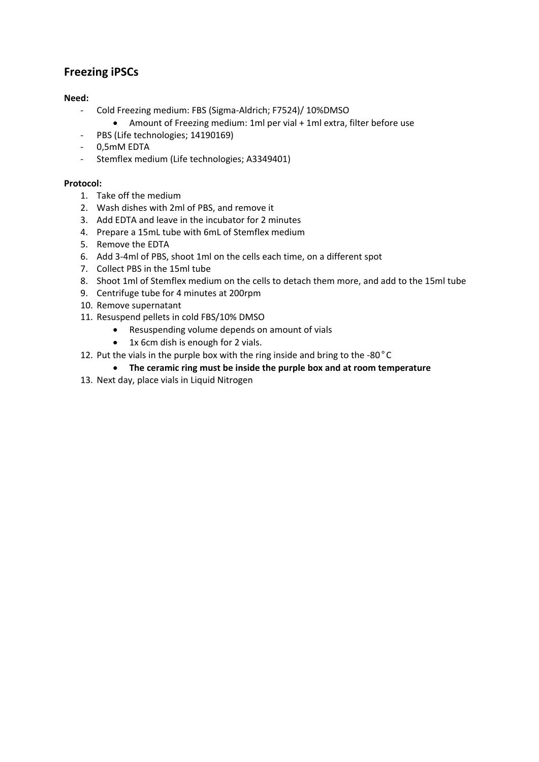## Freezing iPSCs

**Need:**

- Cold Freezing medium: FBS (Sigma-Aldrich; F7524)/ 10%DMSO
    - Amount of Freezing medium: 1ml per vial + 1ml extra, filter before use
- PBS (Life technologies; 14190169)
- 0,5mM EDTA
- Stemflex medium (Life technologies; A3349401)

**Protocol:**

1. Take off the medium
2. Wash dishes with 2ml of PBS, and remove it
3. Add EDTA and leave in the incubator for 2 minutes
4. Prepare a 15mL tube with 6mL of Stemflex medium
5. Remove the EDTA
6. Add 3-4ml of PBS, shoot 1ml on the cells each time, on a different spot
7. Collect PBS in the 15ml tube
8. Shoot 1ml of Stemflex medium on the cells to detach them more, and add to the 15ml tube
9. Centrifuge tube for 4 minutes at 200rpm
10. Remove supernatant
11. Resuspend pellets in cold FBS/10% DMSO
    - Resuspending volume depends on amount of vials
    - 1x 6cm dish is enough for 2 vials.
12. Put the vials in the purple box with the ring inside and bring to the -80°C
    - **The ceramic ring must be inside the purple box and at room temperature**
13. Next day, place vials in Liquid Nitrogen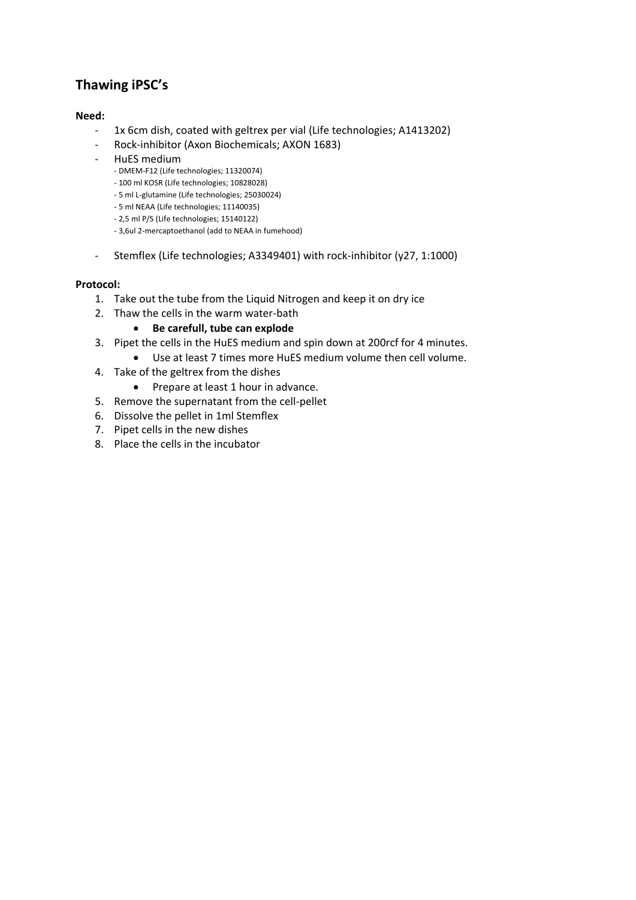## Thawing iPSC's

**Need:**

- 1x 6cm dish, coated with geltrex per vial (Life technologies; A1413202)
- Rock-inhibitor (Axon Biochemicals; AXON 1683)
- HuES medium
  - DMEM-F12 (Life technologies; 11320074)
  - 100 ml KOSR (Life technologies; 10828028)
  - 5 ml L-glutamine (Life technologies; 25030024)
  - 5 ml NEAA (Life technologies; 11140035)
  - 2,5 ml P/S (Life technologies; 15140122)
  - 3,6ul 2-mercaptoethanol (add to NEAA in fumehood)
- Stemflex (Life technologies; A3349401) with rock-inhibitor (y27, 1:1000)

**Protocol:**

1. Take out the tube from the Liquid Nitrogen and keep it on dry ice
2. Thaw the cells in the warm water-bath
   - **Be carefull, tube can explode**
3. Pipet the cells in the HuES medium and spin down at 200rcf for 4 minutes.
   - Use at least 7 times more HuES medium volume then cell volume.
4. Take of the geltrex from the dishes
   - Prepare at least 1 hour in advance.
5. Remove the supernatant from the cell-pellet
6. Dissolve the pellet in 1ml Stemflex
7. Pipet cells in the new dishes
8. Place the cells in the incubator